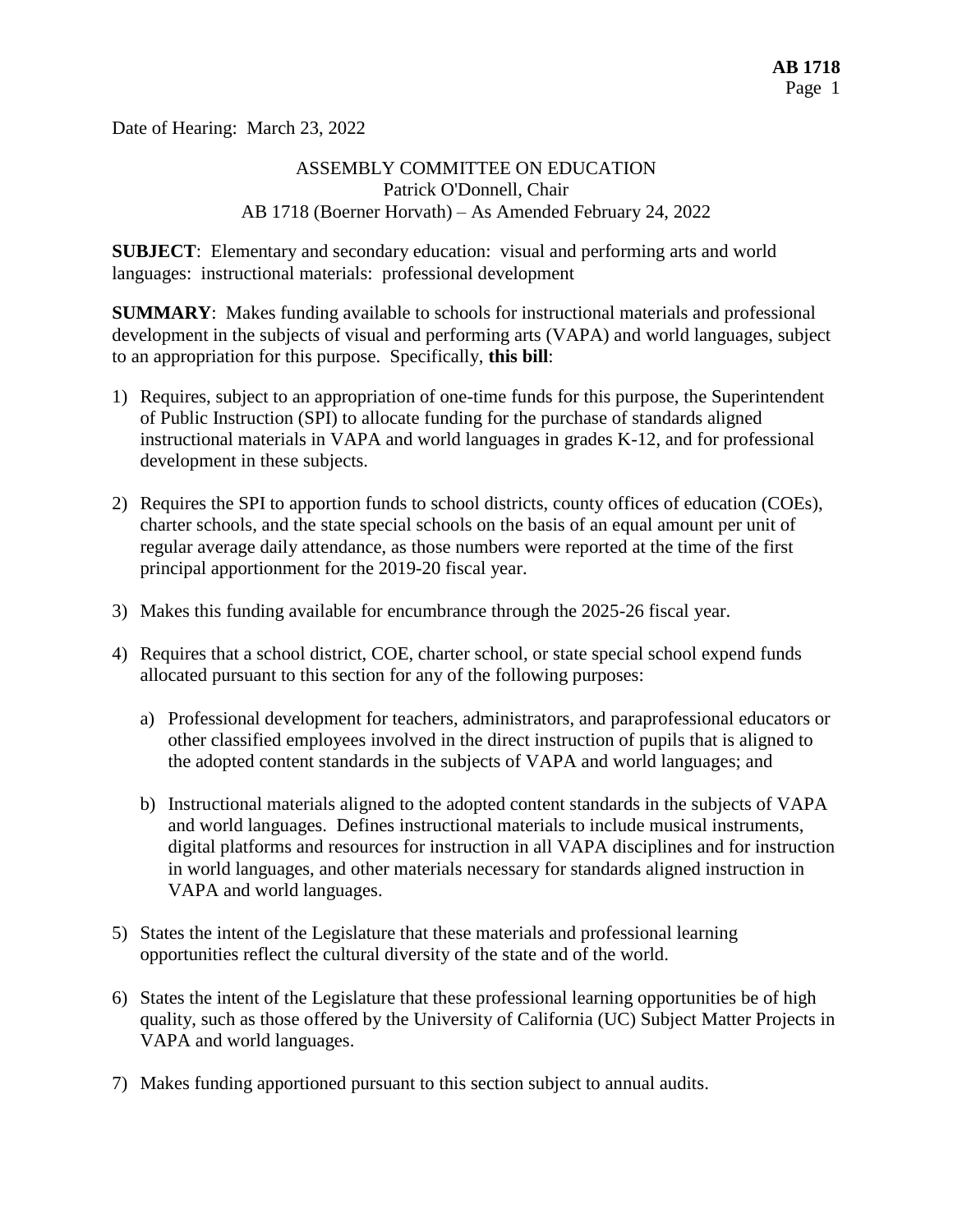Date of Hearing: March 23, 2022

ASSEMBLY COMMITTEE ON EDUCATION
Patrick O'Donnell, Chair
AB 1718 (Boerner Horvath) – As Amended February 24, 2022

**SUBJECT**: Elementary and secondary education: visual and performing arts and world languages: instructional materials: professional development

**SUMMARY**: Makes funding available to schools for instructional materials and professional development in the subjects of visual and performing arts (VAPA) and world languages, subject to an appropriation for this purpose. Specifically, **this bill**:

1) Requires, subject to an appropriation of one-time funds for this purpose, the Superintendent of Public Instruction (SPI) to allocate funding for the purchase of standards aligned instructional materials in VAPA and world languages in grades K-12, and for professional development in these subjects.

2) Requires the SPI to apportion funds to school districts, county offices of education (COEs), charter schools, and the state special schools on the basis of an equal amount per unit of regular average daily attendance, as those numbers were reported at the time of the first principal apportionment for the 2019-20 fiscal year.

3) Makes this funding available for encumbrance through the 2025-26 fiscal year.

4) Requires that a school district, COE, charter school, or state special school expend funds allocated pursuant to this section for any of the following purposes:

   a) Professional development for teachers, administrators, and paraprofessional educators or other classified employees involved in the direct instruction of pupils that is aligned to the adopted content standards in the subjects of VAPA and world languages; and

   b) Instructional materials aligned to the adopted content standards in the subjects of VAPA and world languages. Defines instructional materials to include musical instruments, digital platforms and resources for instruction in all VAPA disciplines and for instruction in world languages, and other materials necessary for standards aligned instruction in VAPA and world languages.

5) States the intent of the Legislature that these materials and professional learning opportunities reflect the cultural diversity of the state and of the world.

6) States the intent of the Legislature that these professional learning opportunities be of high quality, such as those offered by the University of California (UC) Subject Matter Projects in VAPA and world languages.

7) Makes funding apportioned pursuant to this section subject to annual audits.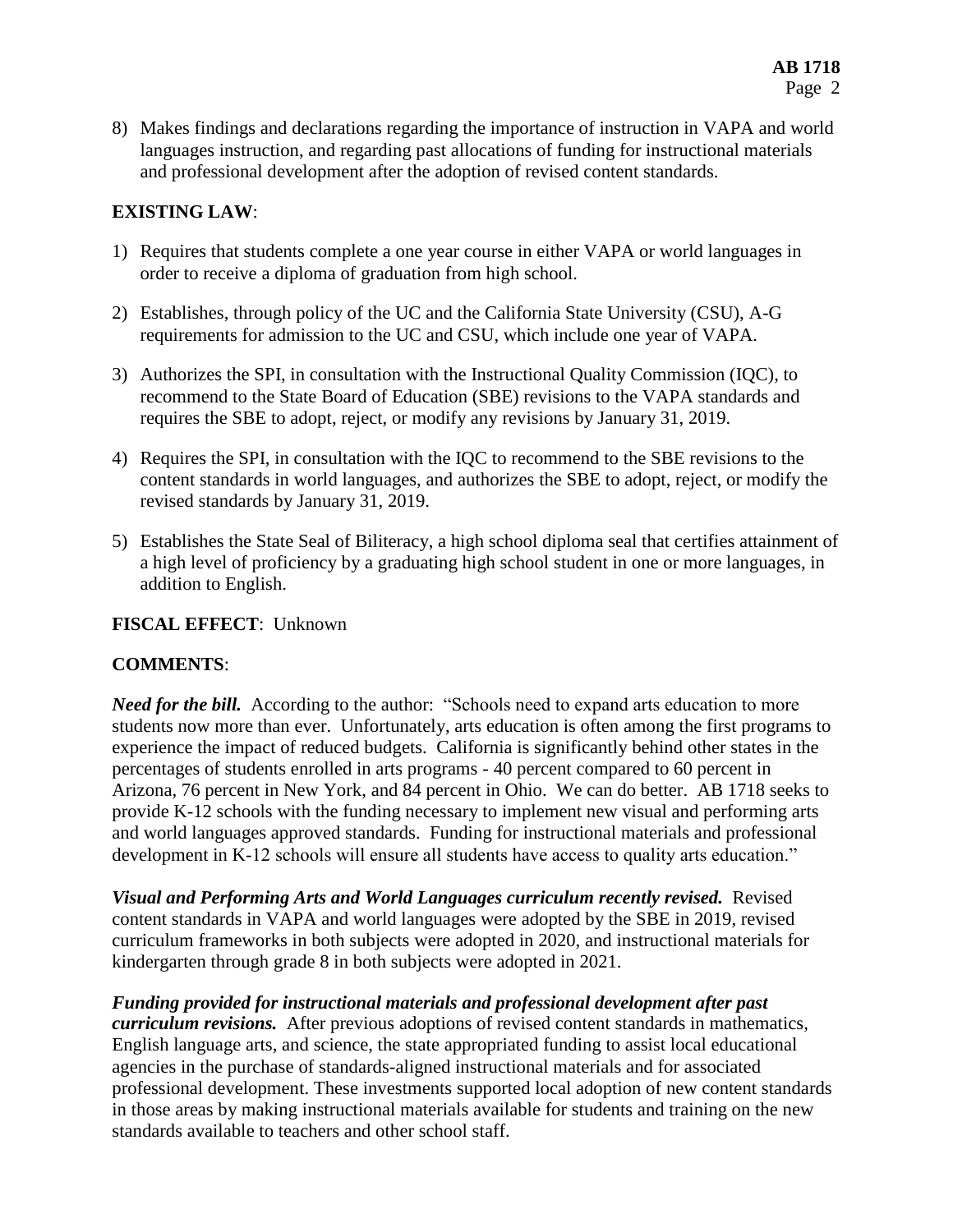8) Makes findings and declarations regarding the importance of instruction in VAPA and world languages instruction, and regarding past allocations of funding for instructional materials and professional development after the adoption of revised content standards.

**EXISTING LAW**:

1) Requires that students complete a one year course in either VAPA or world languages in order to receive a diploma of graduation from high school.

2) Establishes, through policy of the UC and the California State University (CSU), A-G requirements for admission to the UC and CSU, which include one year of VAPA.

3) Authorizes the SPI, in consultation with the Instructional Quality Commission (IQC), to recommend to the State Board of Education (SBE) revisions to the VAPA standards and requires the SBE to adopt, reject, or modify any revisions by January 31, 2019.

4) Requires the SPI, in consultation with the IQC to recommend to the SBE revisions to the content standards in world languages, and authorizes the SBE to adopt, reject, or modify the revised standards by January 31, 2019.

5) Establishes the State Seal of Biliteracy, a high school diploma seal that certifies attainment of a high level of proficiency by a graduating high school student in one or more languages, in addition to English.

**FISCAL EFFECT**: Unknown

**COMMENTS**:

***Need for the bill.*** According to the author: "Schools need to expand arts education to more students now more than ever. Unfortunately, arts education is often among the first programs to experience the impact of reduced budgets. California is significantly behind other states in the percentages of students enrolled in arts programs - 40 percent compared to 60 percent in Arizona, 76 percent in New York, and 84 percent in Ohio. We can do better. AB 1718 seeks to provide K-12 schools with the funding necessary to implement new visual and performing arts and world languages approved standards. Funding for instructional materials and professional development in K-12 schools will ensure all students have access to quality arts education."

***Visual and Performing Arts and World Languages curriculum recently revised.*** Revised content standards in VAPA and world languages were adopted by the SBE in 2019, revised curriculum frameworks in both subjects were adopted in 2020, and instructional materials for kindergarten through grade 8 in both subjects were adopted in 2021.

***Funding provided for instructional materials and professional development after past curriculum revisions.*** After previous adoptions of revised content standards in mathematics, English language arts, and science, the state appropriated funding to assist local educational agencies in the purchase of standards-aligned instructional materials and for associated professional development. These investments supported local adoption of new content standards in those areas by making instructional materials available for students and training on the new standards available to teachers and other school staff.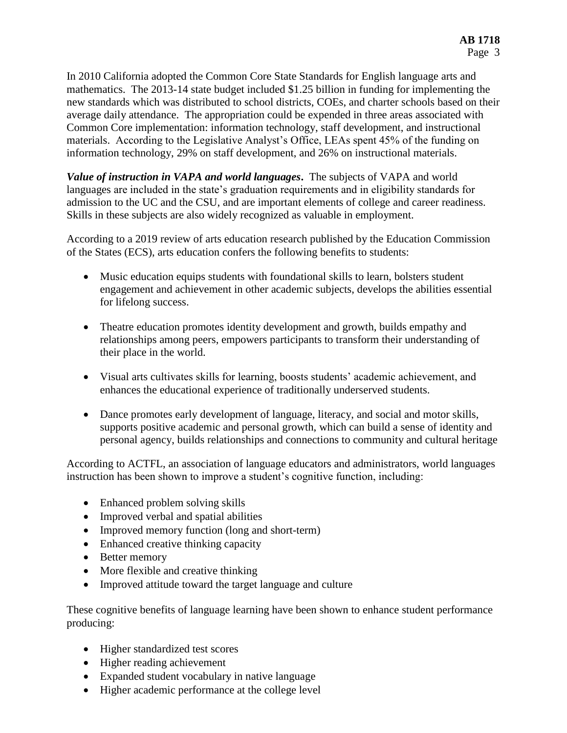In 2010 California adopted the Common Core State Standards for English language arts and mathematics. The 2013-14 state budget included $1.25 billion in funding for implementing the new standards which was distributed to school districts, COEs, and charter schools based on their average daily attendance. The appropriation could be expended in three areas associated with Common Core implementation: information technology, staff development, and instructional materials. According to the Legislative Analyst's Office, LEAs spent 45% of the funding on information technology, 29% on staff development, and 26% on instructional materials.

***Value of instruction in VAPA and world languages*.** The subjects of VAPA and world languages are included in the state's graduation requirements and in eligibility standards for admission to the UC and the CSU, and are important elements of college and career readiness. Skills in these subjects are also widely recognized as valuable in employment.

According to a 2019 review of arts education research published by the Education Commission of the States (ECS), arts education confers the following benefits to students:

- Music education equips students with foundational skills to learn, bolsters student engagement and achievement in other academic subjects, develops the abilities essential for lifelong success.
- Theatre education promotes identity development and growth, builds empathy and relationships among peers, empowers participants to transform their understanding of their place in the world.
- Visual arts cultivates skills for learning, boosts students' academic achievement, and enhances the educational experience of traditionally underserved students.
- Dance promotes early development of language, literacy, and social and motor skills, supports positive academic and personal growth, which can build a sense of identity and personal agency, builds relationships and connections to community and cultural heritage

According to ACTFL, an association of language educators and administrators, world languages instruction has been shown to improve a student's cognitive function, including:

- Enhanced problem solving skills
- Improved verbal and spatial abilities
- Improved memory function (long and short-term)
- Enhanced creative thinking capacity
- Better memory
- More flexible and creative thinking
- Improved attitude toward the target language and culture

These cognitive benefits of language learning have been shown to enhance student performance producing:

- Higher standardized test scores
- Higher reading achievement
- Expanded student vocabulary in native language
- Higher academic performance at the college level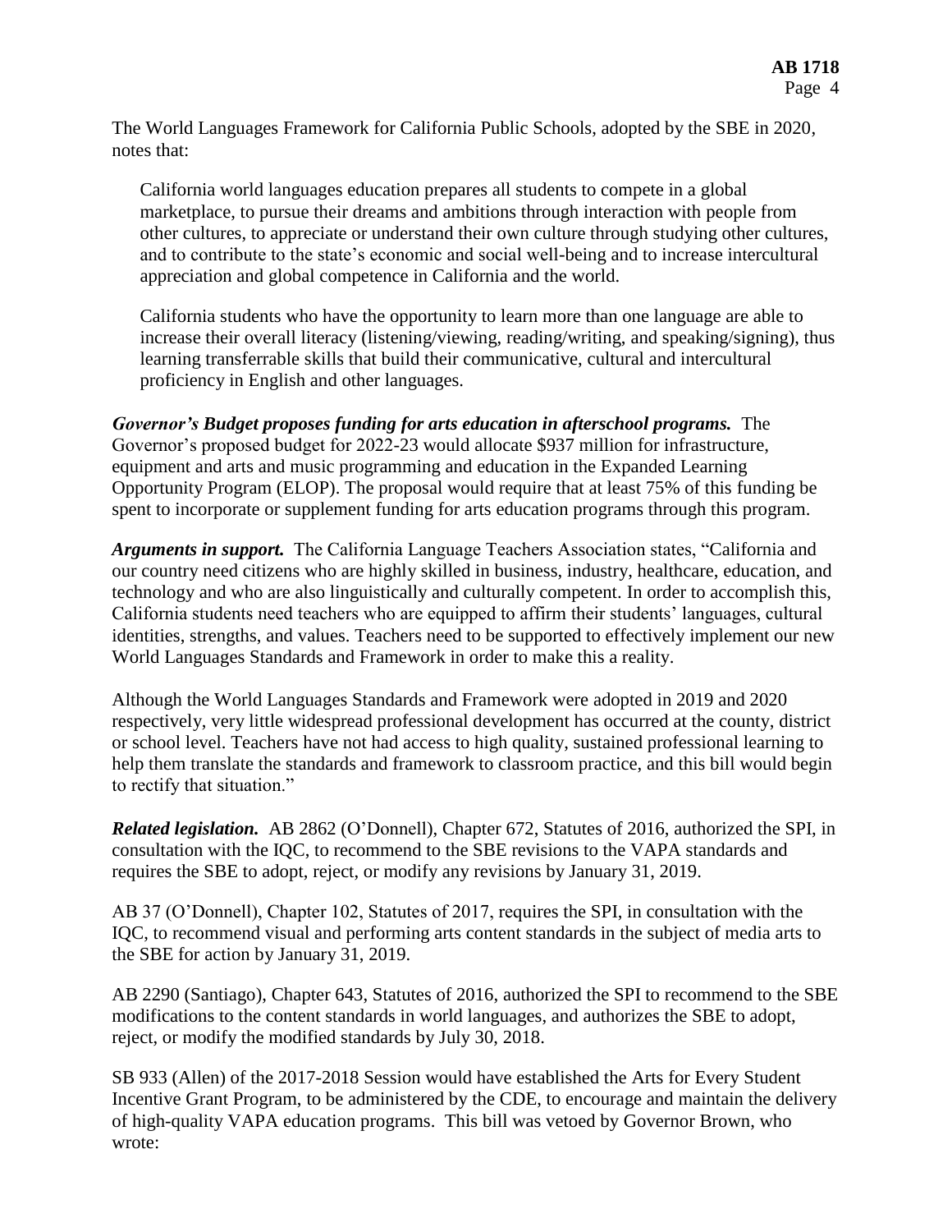The World Languages Framework for California Public Schools, adopted by the SBE in 2020, notes that:

> California world languages education prepares all students to compete in a global marketplace, to pursue their dreams and ambitions through interaction with people from other cultures, to appreciate or understand their own culture through studying other cultures, and to contribute to the state's economic and social well-being and to increase intercultural appreciation and global competence in California and the world.
>
> California students who have the opportunity to learn more than one language are able to increase their overall literacy (listening/viewing, reading/writing, and speaking/signing), thus learning transferrable skills that build their communicative, cultural and intercultural proficiency in English and other languages.

***Governor's Budget proposes funding for arts education in afterschool programs.*** The Governor's proposed budget for 2022-23 would allocate $937 million for infrastructure, equipment and arts and music programming and education in the Expanded Learning Opportunity Program (ELOP). The proposal would require that at least 75% of this funding be spent to incorporate or supplement funding for arts education programs through this program.

***Arguments in support.*** The California Language Teachers Association states, "California and our country need citizens who are highly skilled in business, industry, healthcare, education, and technology and who are also linguistically and culturally competent. In order to accomplish this, California students need teachers who are equipped to affirm their students' languages, cultural identities, strengths, and values. Teachers need to be supported to effectively implement our new World Languages Standards and Framework in order to make this a reality.

Although the World Languages Standards and Framework were adopted in 2019 and 2020 respectively, very little widespread professional development has occurred at the county, district or school level. Teachers have not had access to high quality, sustained professional learning to help them translate the standards and framework to classroom practice, and this bill would begin to rectify that situation."

***Related legislation.*** AB 2862 (O'Donnell), Chapter 672, Statutes of 2016, authorized the SPI, in consultation with the IQC, to recommend to the SBE revisions to the VAPA standards and requires the SBE to adopt, reject, or modify any revisions by January 31, 2019.

AB 37 (O'Donnell), Chapter 102, Statutes of 2017, requires the SPI, in consultation with the IQC, to recommend visual and performing arts content standards in the subject of media arts to the SBE for action by January 31, 2019.

AB 2290 (Santiago), Chapter 643, Statutes of 2016, authorized the SPI to recommend to the SBE modifications to the content standards in world languages, and authorizes the SBE to adopt, reject, or modify the modified standards by July 30, 2018.

SB 933 (Allen) of the 2017-2018 Session would have established the Arts for Every Student Incentive Grant Program, to be administered by the CDE, to encourage and maintain the delivery of high-quality VAPA education programs. This bill was vetoed by Governor Brown, who wrote: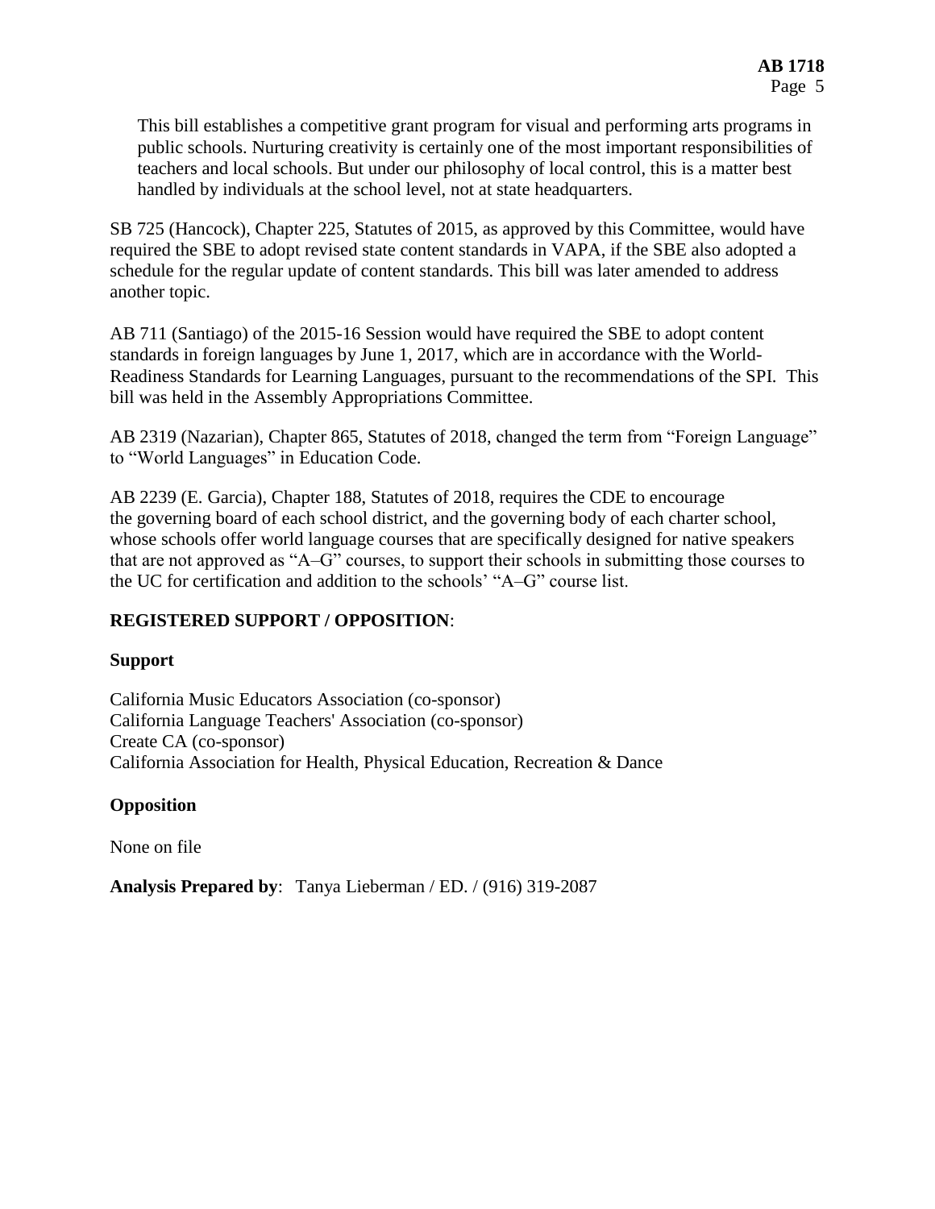> This bill establishes a competitive grant program for visual and performing arts programs in public schools. Nurturing creativity is certainly one of the most important responsibilities of teachers and local schools. But under our philosophy of local control, this is a matter best handled by individuals at the school level, not at state headquarters.

SB 725 (Hancock), Chapter 225, Statutes of 2015, as approved by this Committee, would have required the SBE to adopt revised state content standards in VAPA, if the SBE also adopted a schedule for the regular update of content standards. This bill was later amended to address another topic.

AB 711 (Santiago) of the 2015-16 Session would have required the SBE to adopt content standards in foreign languages by June 1, 2017, which are in accordance with the World-Readiness Standards for Learning Languages, pursuant to the recommendations of the SPI. This bill was held in the Assembly Appropriations Committee.

AB 2319 (Nazarian), Chapter 865, Statutes of 2018, changed the term from "Foreign Language" to "World Languages" in Education Code.

AB 2239 (E. Garcia), Chapter 188, Statutes of 2018, requires the CDE to encourage the governing board of each school district, and the governing body of each charter school, whose schools offer world language courses that are specifically designed for native speakers that are not approved as "A–G" courses, to support their schools in submitting those courses to the UC for certification and addition to the schools' "A–G" course list.

**REGISTERED SUPPORT / OPPOSITION**:

**Support**

California Music Educators Association (co-sponsor)
California Language Teachers' Association (co-sponsor)
Create CA (co-sponsor)
California Association for Health, Physical Education, Recreation & Dance

**Opposition**

None on file

**Analysis Prepared by**: Tanya Lieberman / ED. / (916) 319-2087